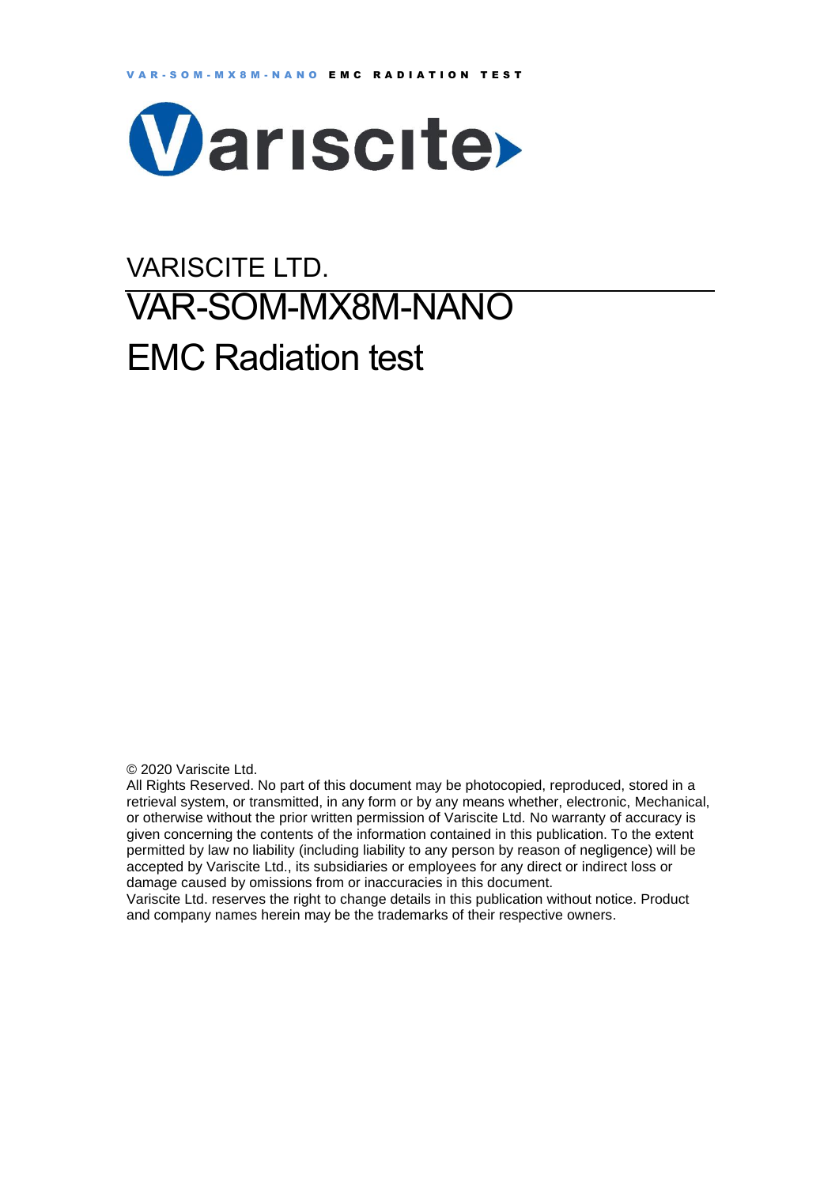VARISCITE LTD.

# VAR-SOM-MX8M-NANO

# EMC Radiation test

© 2020 Variscite Ltd.

All Rights Reserved. No part of this document may be photocopied, reproduced, stored in a retrieval system, or transmitted, in any form or by any means whether, electronic, Mechanical, or otherwise without the prior written permission of Variscite Ltd. No warranty of accuracy is given concerning the contents of the information contained in this publication. To the extent permitted by law no liability (including liability to any person by reason of negligence) will be accepted by Variscite Ltd., its subsidiaries or employees for any direct or indirect loss or damage caused by omissions from or inaccuracies in this document.

Variscite Ltd. reserves the right to change details in this publication without notice. Product and company names herein may be the trademarks of their respective owners.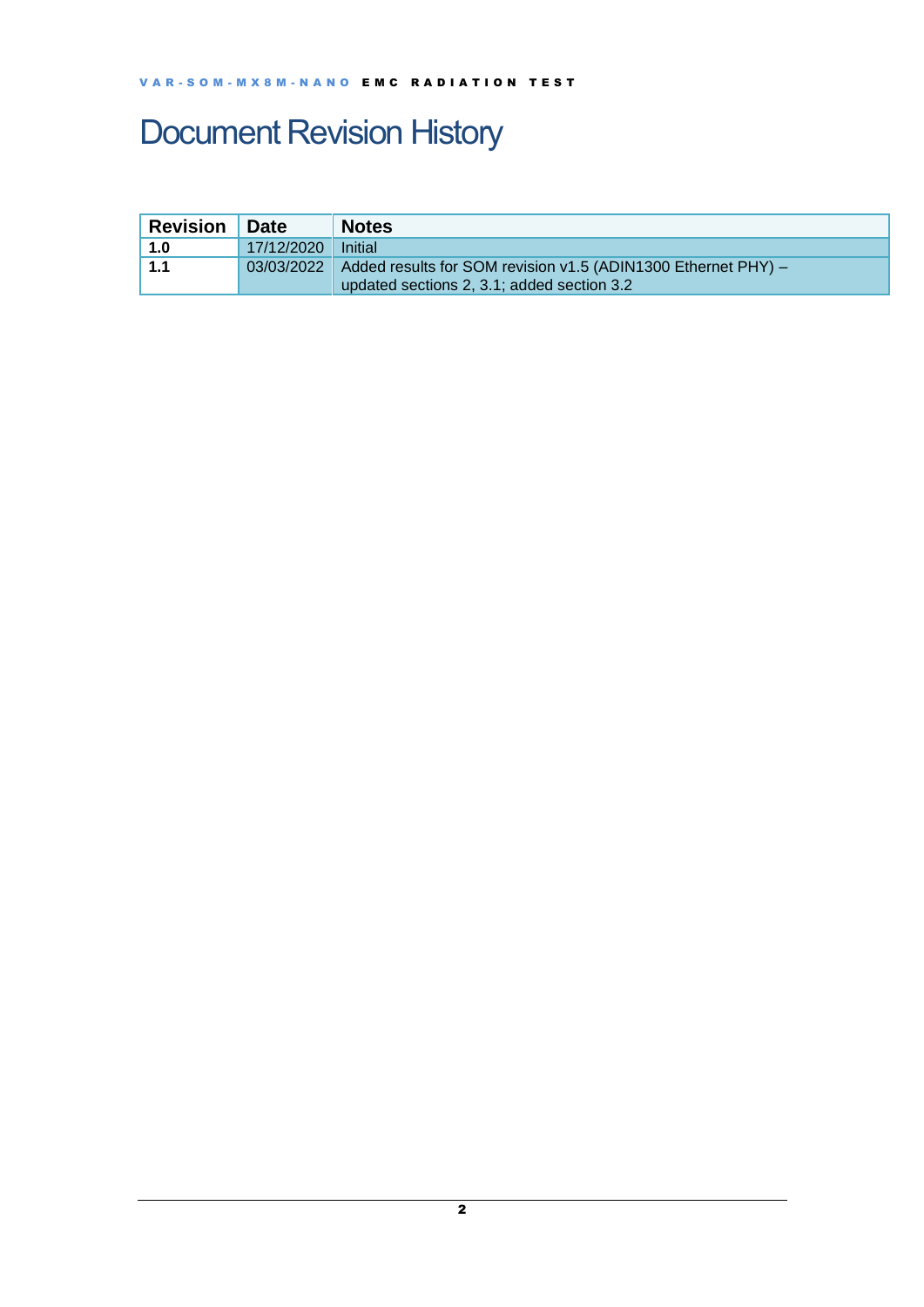# Document Revision History

| Revision | Date | Notes |
|---|---|---|
| 1.0 | 17/12/2020 | Initial |
| 1.1 | 03/03/2022 | Added results for SOM revision v1.5 (ADIN1300 Ethernet PHY) – updated sections 2, 3.1; added section 3.2 |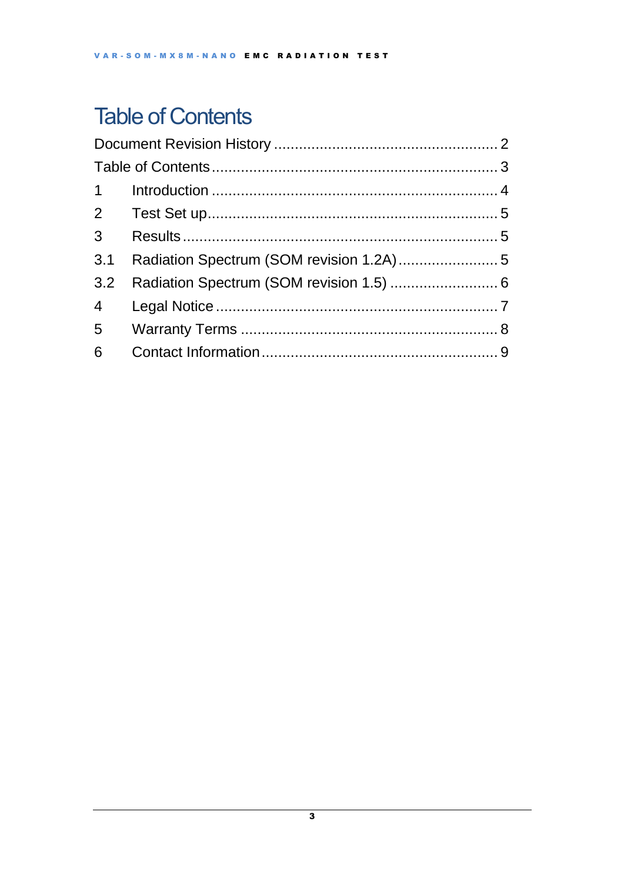# Table of Contents

Document Revision History ........................................................ 2

Table of Contents ........................................................................ 3

1 Introduction ............................................................................. 4

2 Test Set up ............................................................................... 5

3 Results ..................................................................................... 5

3.1 Radiation Spectrum (SOM revision 1.2A) ........................ 5

3.2 Radiation Spectrum (SOM revision 1.5) .......................... 6

4 Legal Notice ............................................................................. 7

5 Warranty Terms ....................................................................... 8

6 Contact Information ................................................................. 9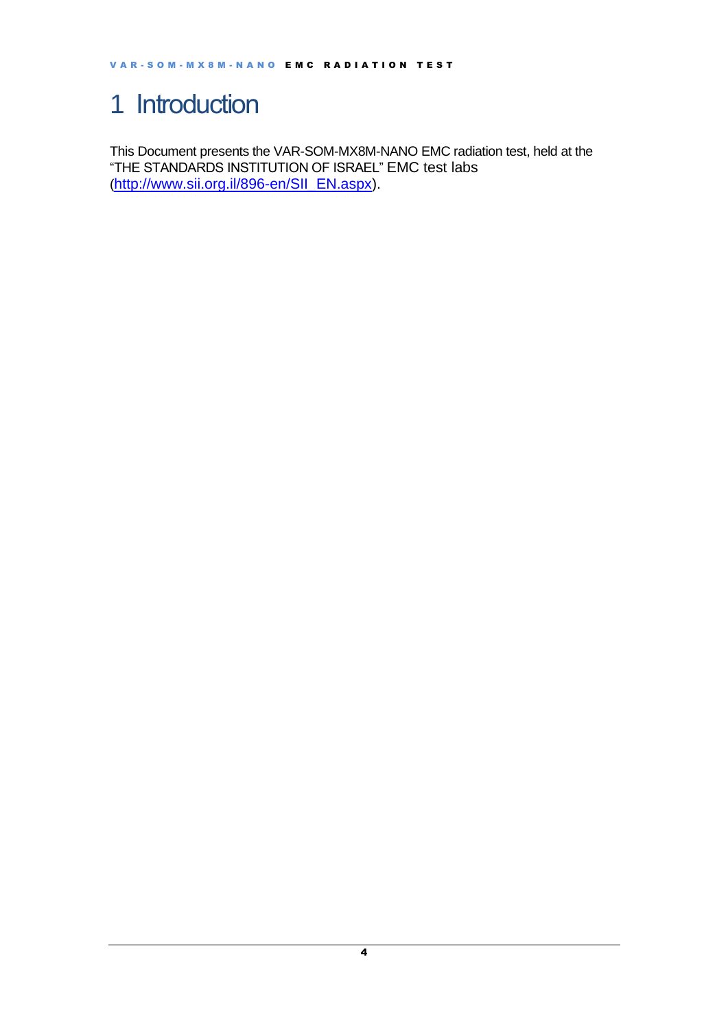# 1 Introduction

This Document presents the VAR-SOM-MX8M-NANO EMC radiation test, held at the "THE STANDARDS INSTITUTION OF ISRAEL" EMC test labs (http://www.sii.org.il/896-en/SII_EN.aspx).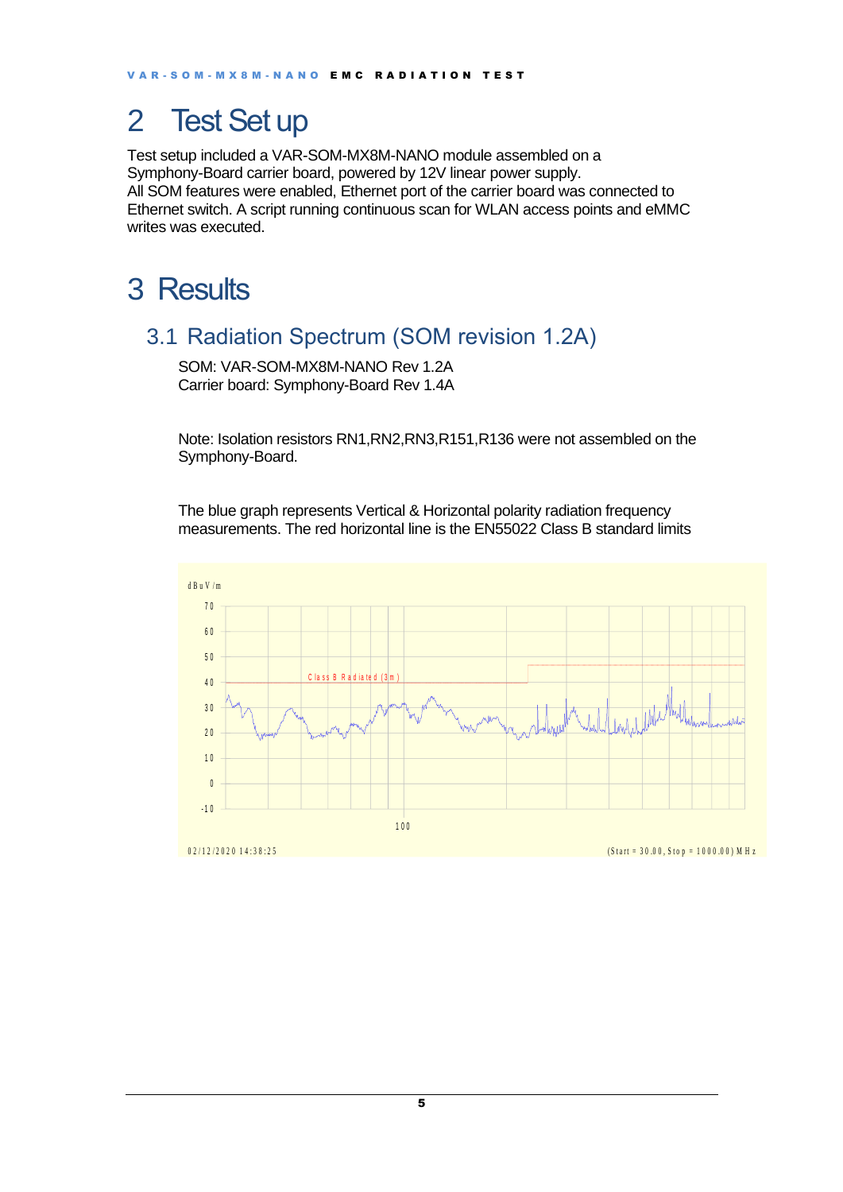# 2 Test Set up

Test setup included a VAR-SOM-MX8M-NANO module assembled on a Symphony-Board carrier board, powered by 12V linear power supply.
All SOM features were enabled, Ethernet port of the carrier board was connected to Ethernet switch. A script running continuous scan for WLAN access points and eMMC writes was executed.

# 3 Results

## 3.1 Radiation Spectrum (SOM revision 1.2A)

SOM: VAR-SOM-MX8M-NANO Rev 1.2A
Carrier board: Symphony-Board Rev 1.4A

Note: Isolation resistors RN1,RN2,RN3,R151,R136 were not assembled on the Symphony-Board.

The blue graph represents Vertical & Horizontal polarity radiation frequency measurements. The red horizontal line is the EN55022 Class B standard limits

dBuV/m

Class B Radiated (3m)

02/12/2020 14:38:25 (Start = 30.00, Stop = 1000.00) MHz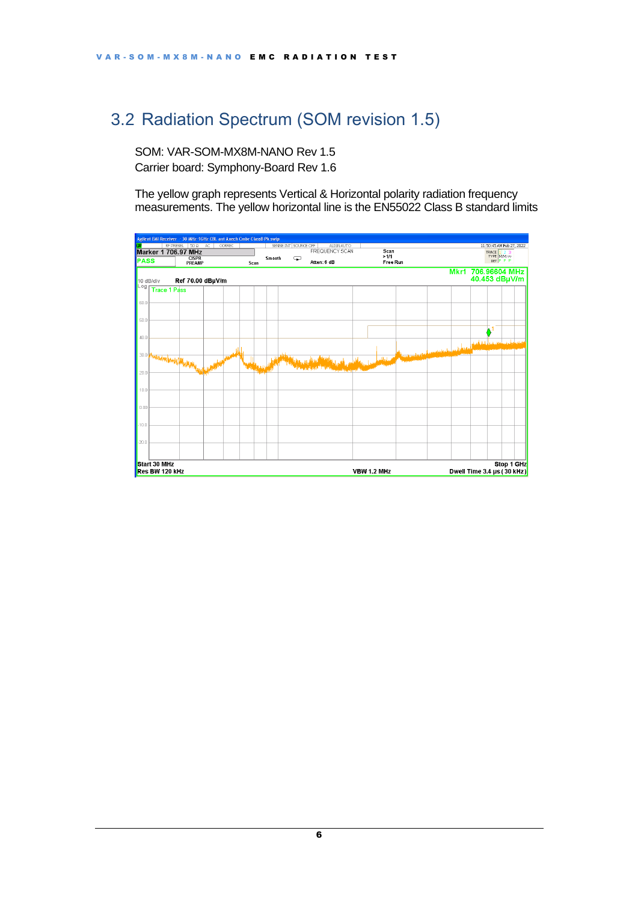## 3.2 Radiation Spectrum (SOM revision 1.5)

SOM: VAR-SOM-MX8M-NANO Rev 1.5
Carrier board: Symphony-Board Rev 1.6

The yellow graph represents Vertical & Horizontal polarity radiation frequency measurements. The yellow horizontal line is the EN55022 Class B standard limits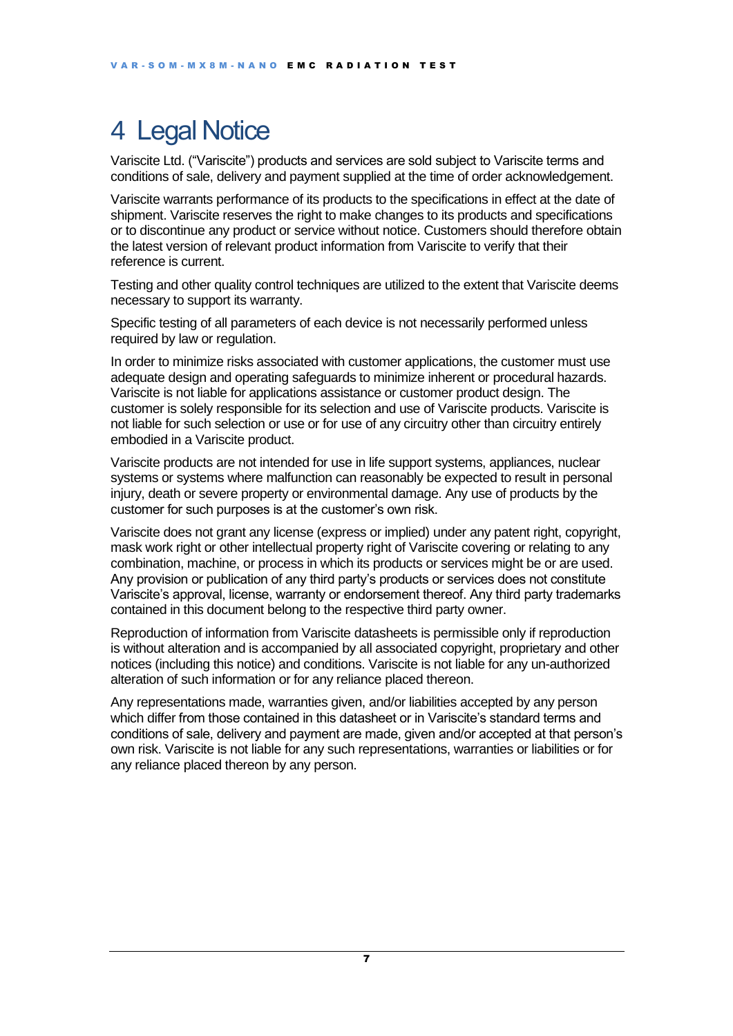# 4 Legal Notice

Variscite Ltd. ("Variscite") products and services are sold subject to Variscite terms and conditions of sale, delivery and payment supplied at the time of order acknowledgement.

Variscite warrants performance of its products to the specifications in effect at the date of shipment. Variscite reserves the right to make changes to its products and specifications or to discontinue any product or service without notice. Customers should therefore obtain the latest version of relevant product information from Variscite to verify that their reference is current.

Testing and other quality control techniques are utilized to the extent that Variscite deems necessary to support its warranty.

Specific testing of all parameters of each device is not necessarily performed unless required by law or regulation.

In order to minimize risks associated with customer applications, the customer must use adequate design and operating safeguards to minimize inherent or procedural hazards. Variscite is not liable for applications assistance or customer product design. The customer is solely responsible for its selection and use of Variscite products. Variscite is not liable for such selection or use or for use of any circuitry other than circuitry entirely embodied in a Variscite product.

Variscite products are not intended for use in life support systems, appliances, nuclear systems or systems where malfunction can reasonably be expected to result in personal injury, death or severe property or environmental damage. Any use of products by the customer for such purposes is at the customer's own risk.

Variscite does not grant any license (express or implied) under any patent right, copyright, mask work right or other intellectual property right of Variscite covering or relating to any combination, machine, or process in which its products or services might be or are used. Any provision or publication of any third party's products or services does not constitute Variscite's approval, license, warranty or endorsement thereof. Any third party trademarks contained in this document belong to the respective third party owner.

Reproduction of information from Variscite datasheets is permissible only if reproduction is without alteration and is accompanied by all associated copyright, proprietary and other notices (including this notice) and conditions. Variscite is not liable for any un-authorized alteration of such information or for any reliance placed thereon.

Any representations made, warranties given, and/or liabilities accepted by any person which differ from those contained in this datasheet or in Variscite's standard terms and conditions of sale, delivery and payment are made, given and/or accepted at that person's own risk. Variscite is not liable for any such representations, warranties or liabilities or for any reliance placed thereon by any person.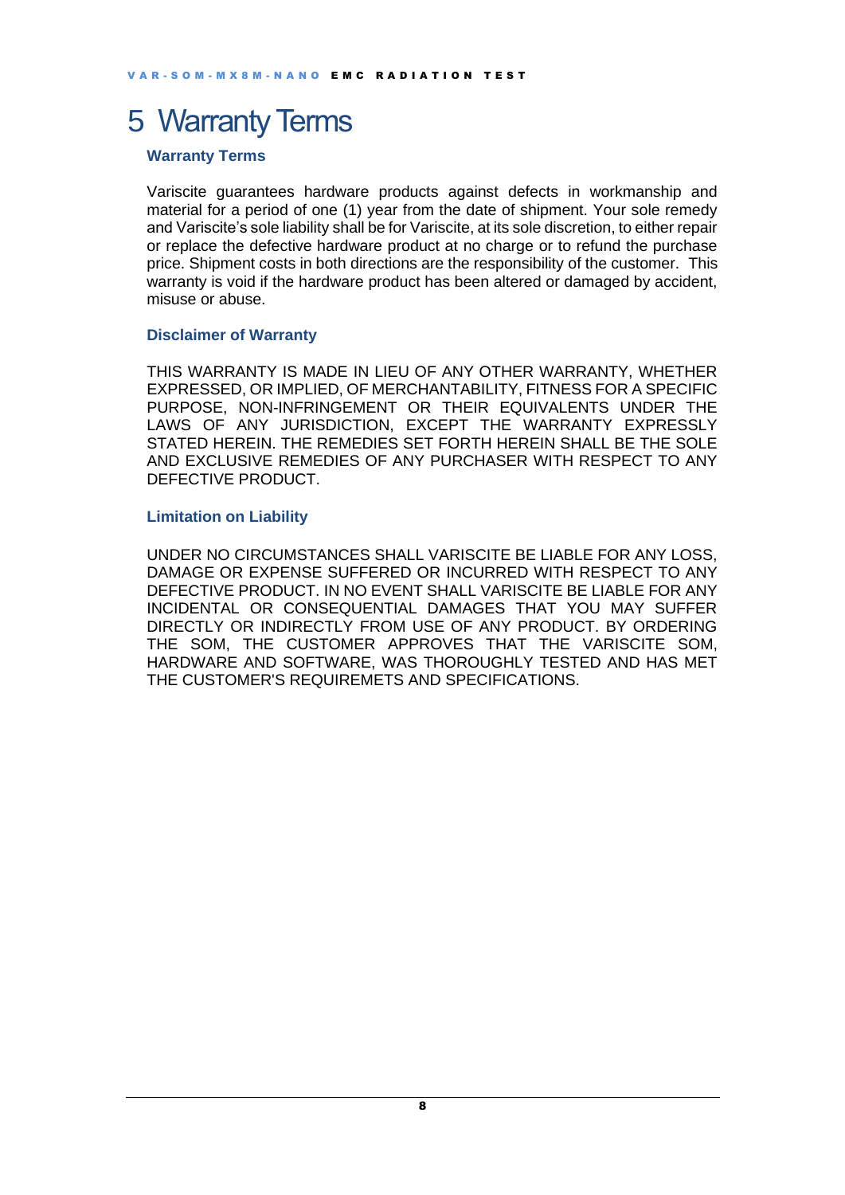# 5 Warranty Terms

### Warranty Terms

Variscite guarantees hardware products against defects in workmanship and material for a period of one (1) year from the date of shipment. Your sole remedy and Variscite's sole liability shall be for Variscite, at its sole discretion, to either repair or replace the defective hardware product at no charge or to refund the purchase price. Shipment costs in both directions are the responsibility of the customer. This warranty is void if the hardware product has been altered or damaged by accident, misuse or abuse.

### Disclaimer of Warranty

THIS WARRANTY IS MADE IN LIEU OF ANY OTHER WARRANTY, WHETHER EXPRESSED, OR IMPLIED, OF MERCHANTABILITY, FITNESS FOR A SPECIFIC PURPOSE, NON-INFRINGEMENT OR THEIR EQUIVALENTS UNDER THE LAWS OF ANY JURISDICTION, EXCEPT THE WARRANTY EXPRESSLY STATED HEREIN. THE REMEDIES SET FORTH HEREIN SHALL BE THE SOLE AND EXCLUSIVE REMEDIES OF ANY PURCHASER WITH RESPECT TO ANY DEFECTIVE PRODUCT.

### Limitation on Liability

UNDER NO CIRCUMSTANCES SHALL VARISCITE BE LIABLE FOR ANY LOSS, DAMAGE OR EXPENSE SUFFERED OR INCURRED WITH RESPECT TO ANY DEFECTIVE PRODUCT. IN NO EVENT SHALL VARISCITE BE LIABLE FOR ANY INCIDENTAL OR CONSEQUENTIAL DAMAGES THAT YOU MAY SUFFER DIRECTLY OR INDIRECTLY FROM USE OF ANY PRODUCT. BY ORDERING THE SOM, THE CUSTOMER APPROVES THAT THE VARISCITE SOM, HARDWARE AND SOFTWARE, WAS THOROUGHLY TESTED AND HAS MET THE CUSTOMER'S REQUIREMETS AND SPECIFICATIONS.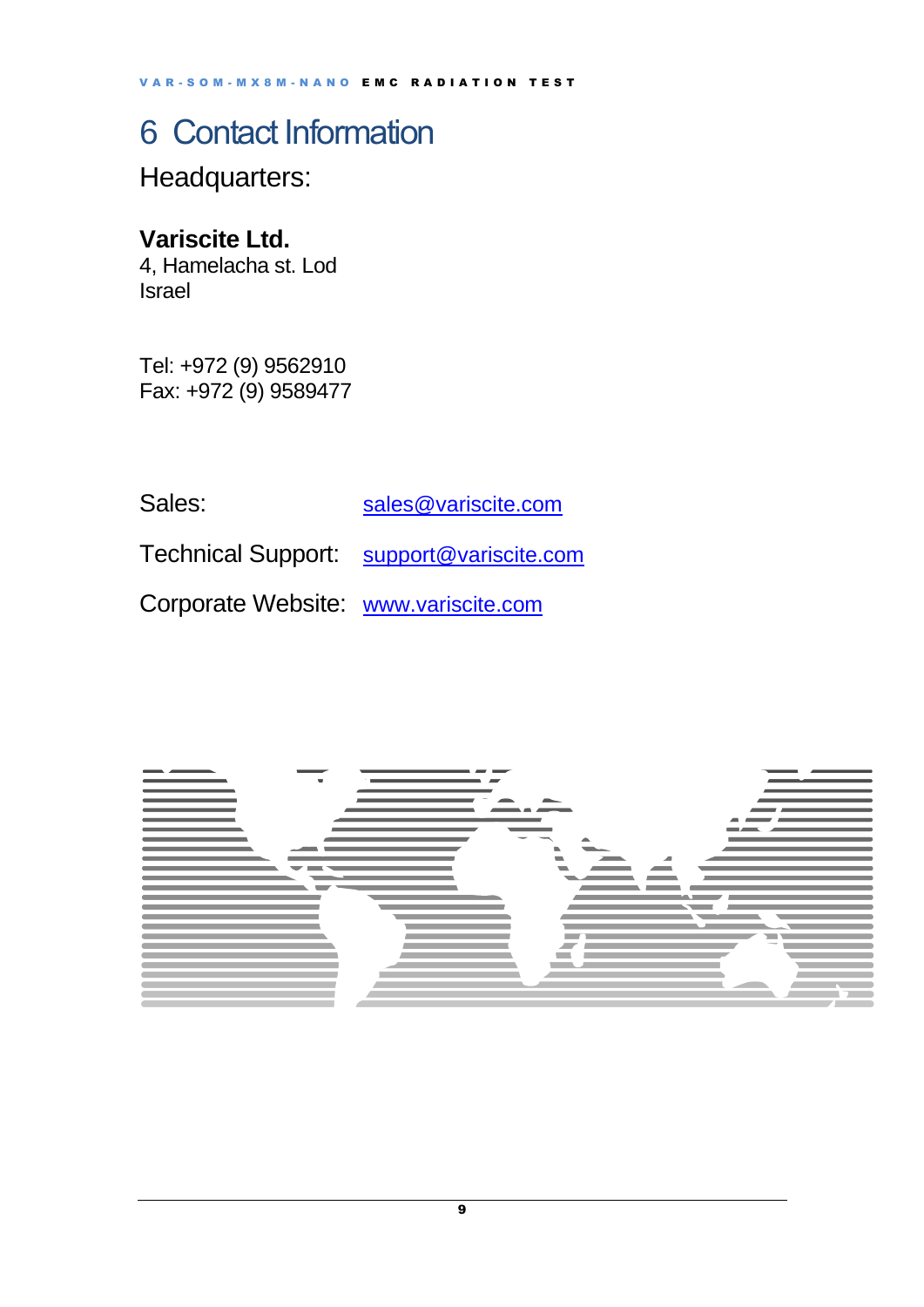# 6 Contact Information

Headquarters:

**Variscite Ltd.**
4, Hamelacha st. Lod
Israel

Tel: +972 (9) 9562910
Fax: +972 (9) 9589477

Sales: sales@variscite.com

Technical Support: support@variscite.com

Corporate Website: www.variscite.com